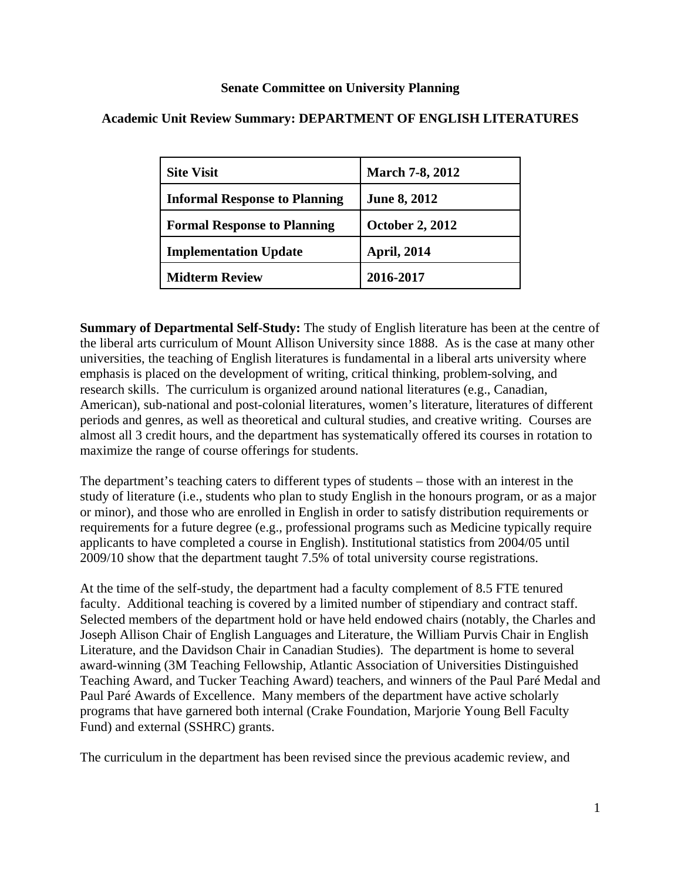**Senate Committee on University Planning**

**Academic Unit Review Summary: DEPARTMENT OF ENGLISH LITERATURES**

| Site Visit | March 7-8, 2012 |
|---|---|
| Informal Response to Planning | June 8, 2012 |
| Formal Response to Planning | October 2, 2012 |
| Implementation Update | April, 2014 |
| Midterm Review | 2016-2017 |

**Summary of Departmental Self-Study:** The study of English literature has been at the centre of the liberal arts curriculum of Mount Allison University since 1888. As is the case at many other universities, the teaching of English literatures is fundamental in a liberal arts university where emphasis is placed on the development of writing, critical thinking, problem-solving, and research skills. The curriculum is organized around national literatures (e.g., Canadian, American), sub-national and post-colonial literatures, women's literature, literatures of different periods and genres, as well as theoretical and cultural studies, and creative writing. Courses are almost all 3 credit hours, and the department has systematically offered its courses in rotation to maximize the range of course offerings for students.

The department's teaching caters to different types of students – those with an interest in the study of literature (i.e., students who plan to study English in the honours program, or as a major or minor), and those who are enrolled in English in order to satisfy distribution requirements or requirements for a future degree (e.g., professional programs such as Medicine typically require applicants to have completed a course in English). Institutional statistics from 2004/05 until 2009/10 show that the department taught 7.5% of total university course registrations.

At the time of the self-study, the department had a faculty complement of 8.5 FTE tenured faculty. Additional teaching is covered by a limited number of stipendiary and contract staff. Selected members of the department hold or have held endowed chairs (notably, the Charles and Joseph Allison Chair of English Languages and Literature, the William Purvis Chair in English Literature, and the Davidson Chair in Canadian Studies). The department is home to several award-winning (3M Teaching Fellowship, Atlantic Association of Universities Distinguished Teaching Award, and Tucker Teaching Award) teachers, and winners of the Paul Paré Medal and Paul Paré Awards of Excellence. Many members of the department have active scholarly programs that have garnered both internal (Crake Foundation, Marjorie Young Bell Faculty Fund) and external (SSHRC) grants.

The curriculum in the department has been revised since the previous academic review, and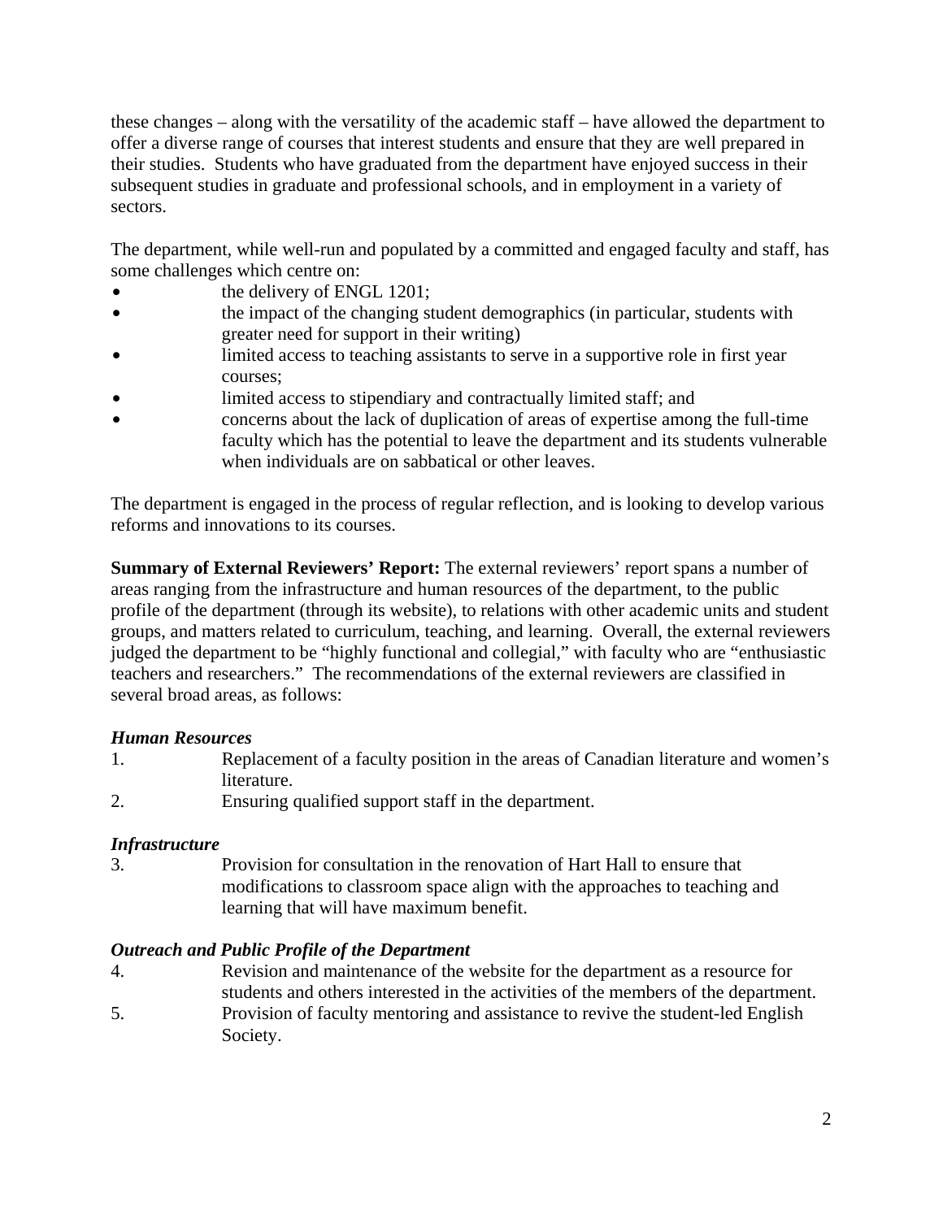these changes – along with the versatility of the academic staff – have allowed the department to offer a diverse range of courses that interest students and ensure that they are well prepared in their studies. Students who have graduated from the department have enjoyed success in their subsequent studies in graduate and professional schools, and in employment in a variety of sectors.

The department, while well-run and populated by a committed and engaged faculty and staff, has some challenges which centre on:

- the delivery of ENGL 1201;
- the impact of the changing student demographics (in particular, students with greater need for support in their writing)
- limited access to teaching assistants to serve in a supportive role in first year courses;
- limited access to stipendiary and contractually limited staff; and
- concerns about the lack of duplication of areas of expertise among the full-time faculty which has the potential to leave the department and its students vulnerable when individuals are on sabbatical or other leaves.

The department is engaged in the process of regular reflection, and is looking to develop various reforms and innovations to its courses.

**Summary of External Reviewers' Report:** The external reviewers' report spans a number of areas ranging from the infrastructure and human resources of the department, to the public profile of the department (through its website), to relations with other academic units and student groups, and matters related to curriculum, teaching, and learning. Overall, the external reviewers judged the department to be "highly functional and collegial," with faculty who are "enthusiastic teachers and researchers." The recommendations of the external reviewers are classified in several broad areas, as follows:

***Human Resources***

1. Replacement of a faculty position in the areas of Canadian literature and women's literature.
2. Ensuring qualified support staff in the department.

***Infrastructure***

3. Provision for consultation in the renovation of Hart Hall to ensure that modifications to classroom space align with the approaches to teaching and learning that will have maximum benefit.

***Outreach and Public Profile of the Department***

4. Revision and maintenance of the website for the department as a resource for students and others interested in the activities of the members of the department.
5. Provision of faculty mentoring and assistance to revive the student-led English Society.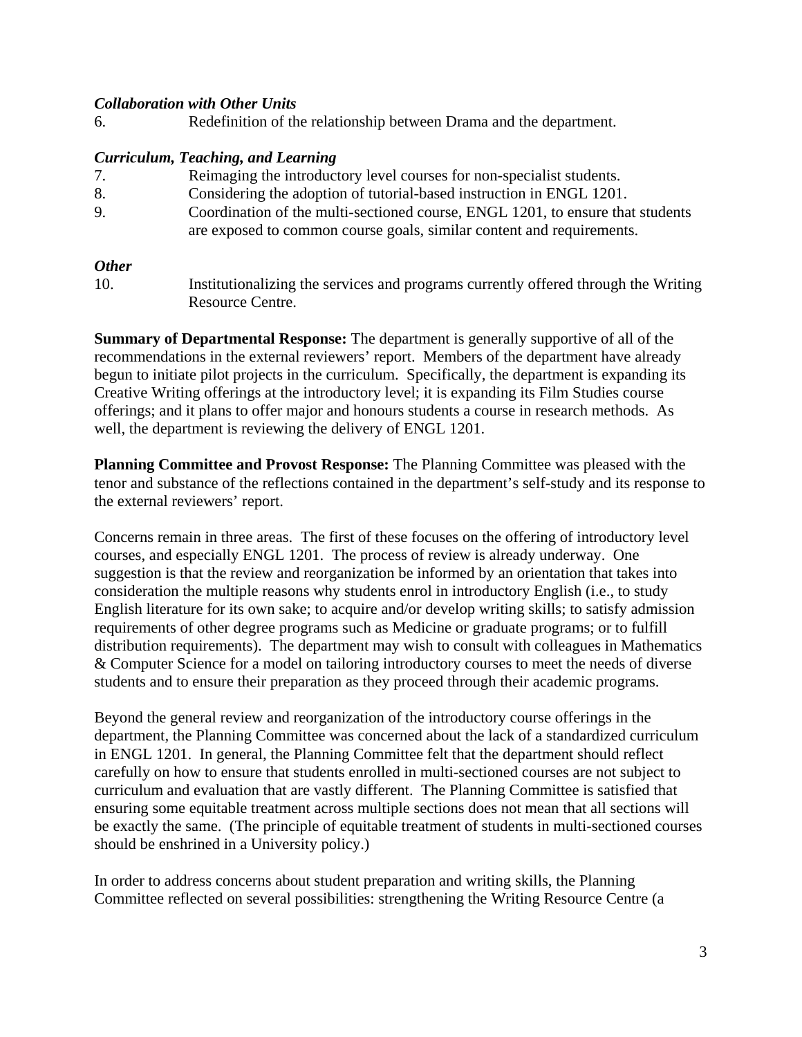***Collaboration with Other Units***

6. Redefinition of the relationship between Drama and the department.

***Curriculum, Teaching, and Learning***

7. Reimaging the introductory level courses for non-specialist students.
8. Considering the adoption of tutorial-based instruction in ENGL 1201.
9. Coordination of the multi-sectioned course, ENGL 1201, to ensure that students are exposed to common course goals, similar content and requirements.

***Other***

10. Institutionalizing the services and programs currently offered through the Writing Resource Centre.

**Summary of Departmental Response:** The department is generally supportive of all of the recommendations in the external reviewers' report. Members of the department have already begun to initiate pilot projects in the curriculum. Specifically, the department is expanding its Creative Writing offerings at the introductory level; it is expanding its Film Studies course offerings; and it plans to offer major and honours students a course in research methods. As well, the department is reviewing the delivery of ENGL 1201.

**Planning Committee and Provost Response:** The Planning Committee was pleased with the tenor and substance of the reflections contained in the department's self-study and its response to the external reviewers' report.

Concerns remain in three areas. The first of these focuses on the offering of introductory level courses, and especially ENGL 1201. The process of review is already underway. One suggestion is that the review and reorganization be informed by an orientation that takes into consideration the multiple reasons why students enrol in introductory English (i.e., to study English literature for its own sake; to acquire and/or develop writing skills; to satisfy admission requirements of other degree programs such as Medicine or graduate programs; or to fulfill distribution requirements). The department may wish to consult with colleagues in Mathematics & Computer Science for a model on tailoring introductory courses to meet the needs of diverse students and to ensure their preparation as they proceed through their academic programs.

Beyond the general review and reorganization of the introductory course offerings in the department, the Planning Committee was concerned about the lack of a standardized curriculum in ENGL 1201. In general, the Planning Committee felt that the department should reflect carefully on how to ensure that students enrolled in multi-sectioned courses are not subject to curriculum and evaluation that are vastly different. The Planning Committee is satisfied that ensuring some equitable treatment across multiple sections does not mean that all sections will be exactly the same. (The principle of equitable treatment of students in multi-sectioned courses should be enshrined in a University policy.)

In order to address concerns about student preparation and writing skills, the Planning Committee reflected on several possibilities: strengthening the Writing Resource Centre (a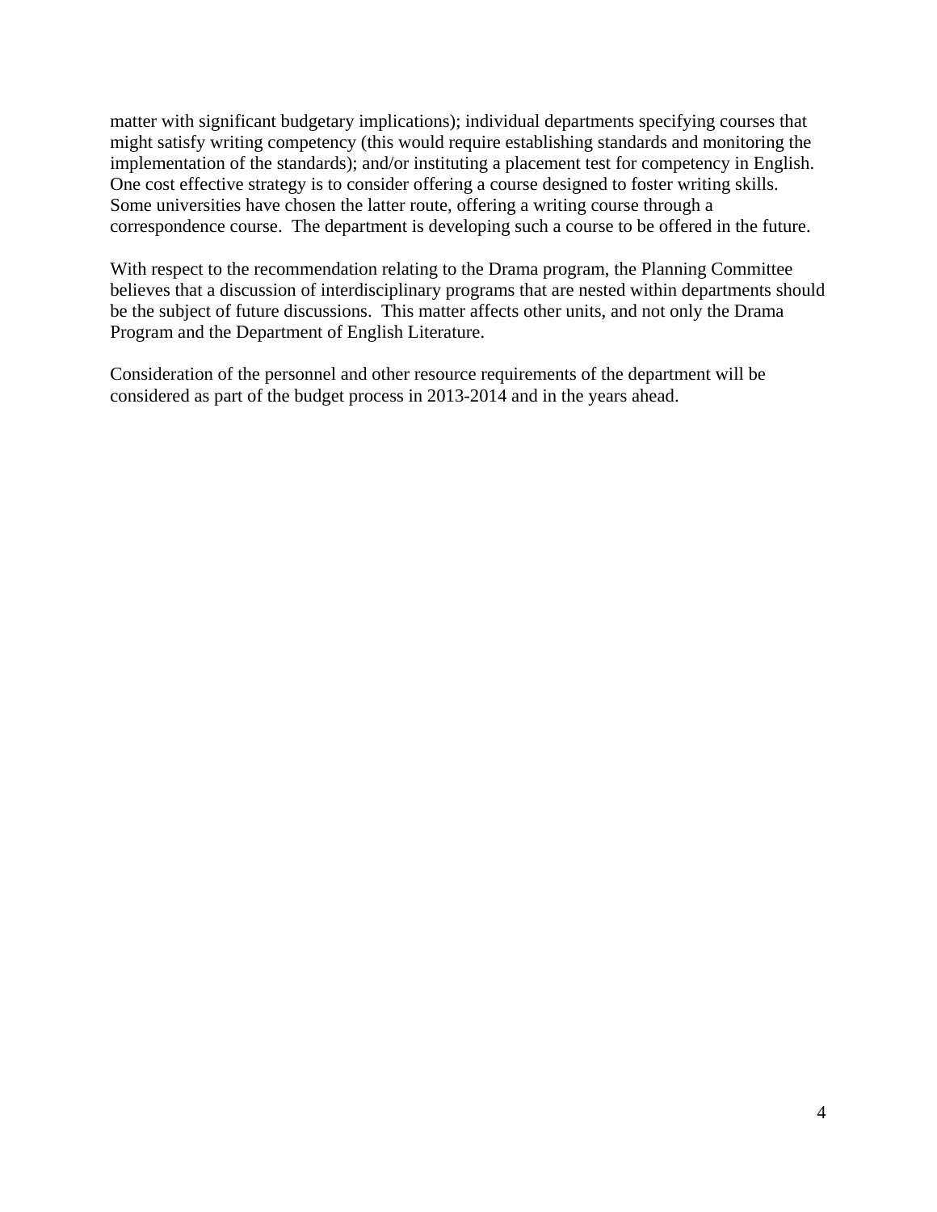matter with significant budgetary implications); individual departments specifying courses that might satisfy writing competency (this would require establishing standards and monitoring the implementation of the standards); and/or instituting a placement test for competency in English. One cost effective strategy is to consider offering a course designed to foster writing skills. Some universities have chosen the latter route, offering a writing course through a correspondence course. The department is developing such a course to be offered in the future.

With respect to the recommendation relating to the Drama program, the Planning Committee believes that a discussion of interdisciplinary programs that are nested within departments should be the subject of future discussions. This matter affects other units, and not only the Drama Program and the Department of English Literature.

Consideration of the personnel and other resource requirements of the department will be considered as part of the budget process in 2013-2014 and in the years ahead.